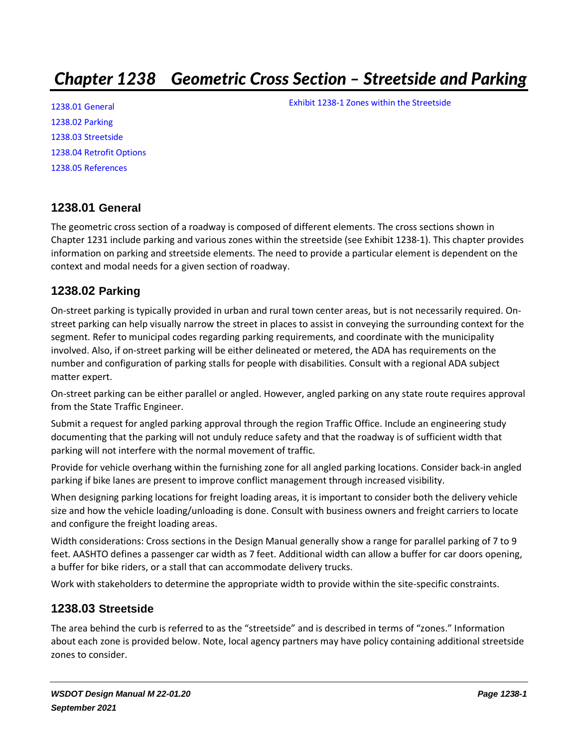# *Chapter 1238 Geometric Cross Section – Streetside and Parking*

1238.01 General
1238.02 Parking
1238.03 Streetside
1238.04 Retrofit Options
1238.05 References

Exhibit 1238-1 Zones within the Streetside

## 1238.01 General

The geometric cross section of a roadway is composed of different elements. The cross sections shown in Chapter 1231 include parking and various zones within the streetside (see Exhibit 1238-1). This chapter provides information on parking and streetside elements. The need to provide a particular element is dependent on the context and modal needs for a given section of roadway.

## 1238.02 Parking

On-street parking is typically provided in urban and rural town center areas, but is not necessarily required. On-street parking can help visually narrow the street in places to assist in conveying the surrounding context for the segment. Refer to municipal codes regarding parking requirements, and coordinate with the municipality involved. Also, if on-street parking will be either delineated or metered, the ADA has requirements on the number and configuration of parking stalls for people with disabilities. Consult with a regional ADA subject matter expert.

On-street parking can be either parallel or angled. However, angled parking on any state route requires approval from the State Traffic Engineer.

Submit a request for angled parking approval through the region Traffic Office. Include an engineering study documenting that the parking will not unduly reduce safety and that the roadway is of sufficient width that parking will not interfere with the normal movement of traffic.

Provide for vehicle overhang within the furnishing zone for all angled parking locations. Consider back-in angled parking if bike lanes are present to improve conflict management through increased visibility.

When designing parking locations for freight loading areas, it is important to consider both the delivery vehicle size and how the vehicle loading/unloading is done. Consult with business owners and freight carriers to locate and configure the freight loading areas.

Width considerations: Cross sections in the Design Manual generally show a range for parallel parking of 7 to 9 feet. AASHTO defines a passenger car width as 7 feet. Additional width can allow a buffer for car doors opening, a buffer for bike riders, or a stall that can accommodate delivery trucks.

Work with stakeholders to determine the appropriate width to provide within the site-specific constraints.

## 1238.03 Streetside

The area behind the curb is referred to as the "streetside" and is described in terms of "zones." Information about each zone is provided below. Note, local agency partners may have policy containing additional streetside zones to consider.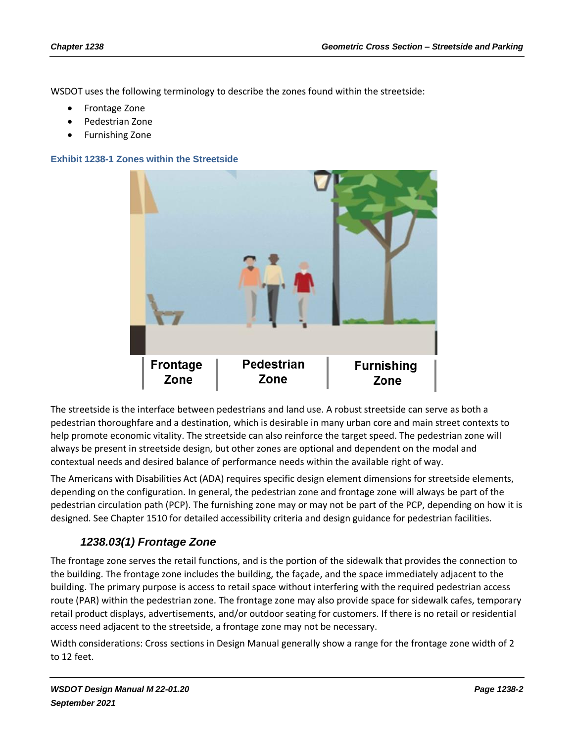WSDOT uses the following terminology to describe the zones found within the streetside:

- Frontage Zone
- Pedestrian Zone
- Furnishing Zone

**Exhibit 1238-1 Zones within the Streetside**

| Frontage Zone | Pedestrian Zone | Furnishing Zone |
|---|---|---|

The streetside is the interface between pedestrians and land use. A robust streetside can serve as both a pedestrian thoroughfare and a destination, which is desirable in many urban core and main street contexts to help promote economic vitality. The streetside can also reinforce the target speed. The pedestrian zone will always be present in streetside design, but other zones are optional and dependent on the modal and contextual needs and desired balance of performance needs within the available right of way.

The Americans with Disabilities Act (ADA) requires specific design element dimensions for streetside elements, depending on the configuration. In general, the pedestrian zone and frontage zone will always be part of the pedestrian circulation path (PCP). The furnishing zone may or may not be part of the PCP, depending on how it is designed. See Chapter 1510 for detailed accessibility criteria and design guidance for pedestrian facilities.

### *1238.03(1) Frontage Zone*

The frontage zone serves the retail functions, and is the portion of the sidewalk that provides the connection to the building. The frontage zone includes the building, the façade, and the space immediately adjacent to the building. The primary purpose is access to retail space without interfering with the required pedestrian access route (PAR) within the pedestrian zone. The frontage zone may also provide space for sidewalk cafes, temporary retail product displays, advertisements, and/or outdoor seating for customers. If there is no retail or residential access need adjacent to the streetside, a frontage zone may not be necessary.

Width considerations: Cross sections in Design Manual generally show a range for the frontage zone width of 2 to 12 feet.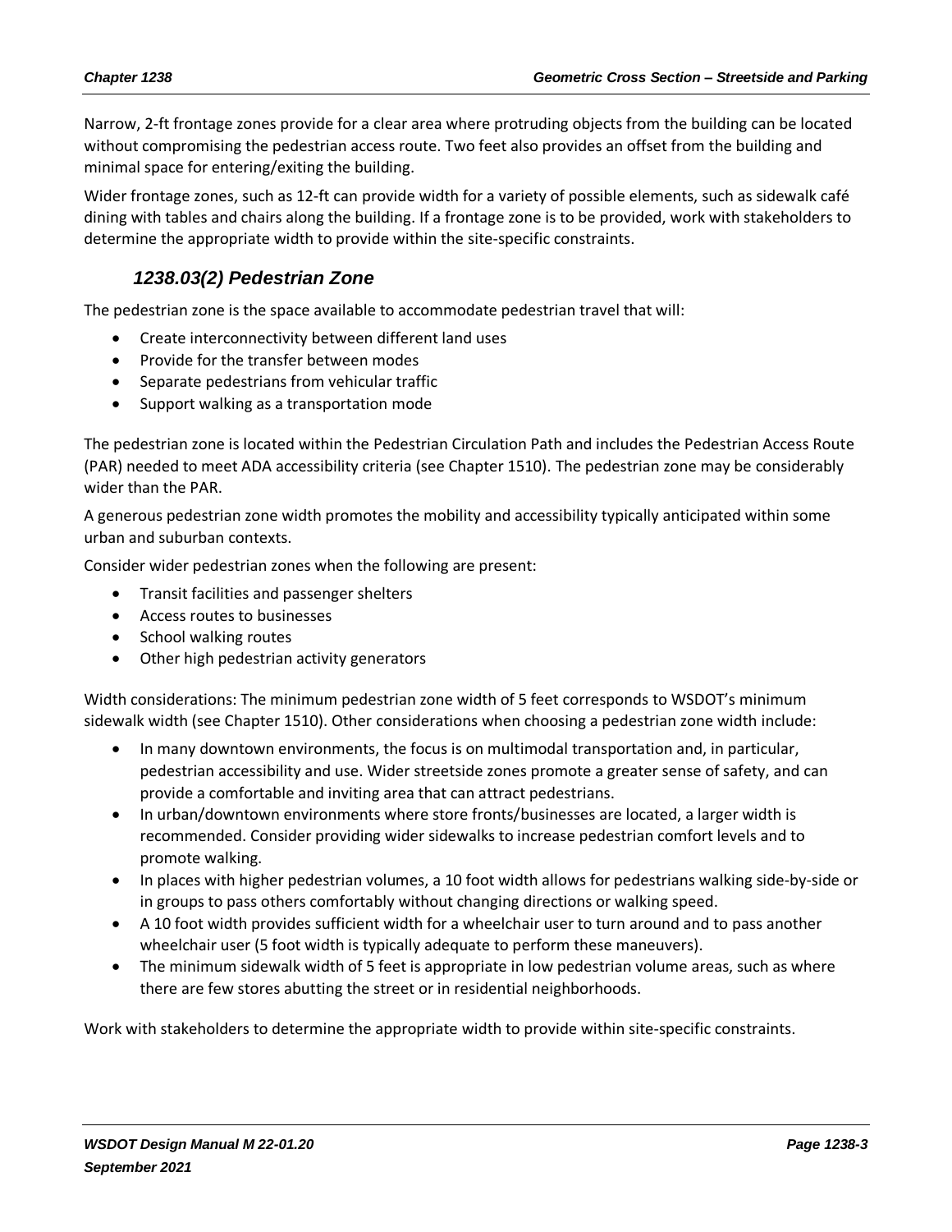Narrow, 2-ft frontage zones provide for a clear area where protruding objects from the building can be located without compromising the pedestrian access route. Two feet also provides an offset from the building and minimal space for entering/exiting the building.

Wider frontage zones, such as 12-ft can provide width for a variety of possible elements, such as sidewalk café dining with tables and chairs along the building. If a frontage zone is to be provided, work with stakeholders to determine the appropriate width to provide within the site-specific constraints.

### *1238.03(2) Pedestrian Zone*

The pedestrian zone is the space available to accommodate pedestrian travel that will:

- Create interconnectivity between different land uses
- Provide for the transfer between modes
- Separate pedestrians from vehicular traffic
- Support walking as a transportation mode

The pedestrian zone is located within the Pedestrian Circulation Path and includes the Pedestrian Access Route (PAR) needed to meet ADA accessibility criteria (see Chapter 1510). The pedestrian zone may be considerably wider than the PAR.

A generous pedestrian zone width promotes the mobility and accessibility typically anticipated within some urban and suburban contexts.

Consider wider pedestrian zones when the following are present:

- Transit facilities and passenger shelters
- Access routes to businesses
- School walking routes
- Other high pedestrian activity generators

Width considerations: The minimum pedestrian zone width of 5 feet corresponds to WSDOT's minimum sidewalk width (see Chapter 1510). Other considerations when choosing a pedestrian zone width include:

- In many downtown environments, the focus is on multimodal transportation and, in particular, pedestrian accessibility and use. Wider streetside zones promote a greater sense of safety, and can provide a comfortable and inviting area that can attract pedestrians.
- In urban/downtown environments where store fronts/businesses are located, a larger width is recommended. Consider providing wider sidewalks to increase pedestrian comfort levels and to promote walking.
- In places with higher pedestrian volumes, a 10 foot width allows for pedestrians walking side-by-side or in groups to pass others comfortably without changing directions or walking speed.
- A 10 foot width provides sufficient width for a wheelchair user to turn around and to pass another wheelchair user (5 foot width is typically adequate to perform these maneuvers).
- The minimum sidewalk width of 5 feet is appropriate in low pedestrian volume areas, such as where there are few stores abutting the street or in residential neighborhoods.

Work with stakeholders to determine the appropriate width to provide within site-specific constraints.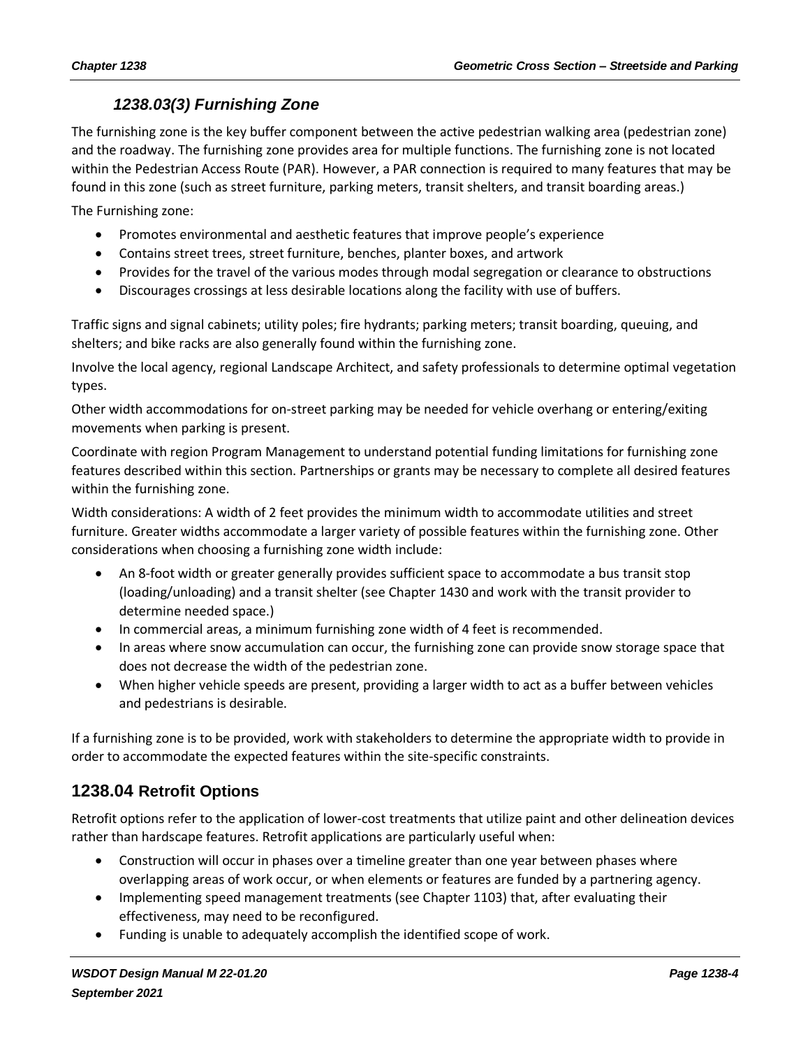### *1238.03(3) Furnishing Zone*

The furnishing zone is the key buffer component between the active pedestrian walking area (pedestrian zone) and the roadway. The furnishing zone provides area for multiple functions. The furnishing zone is not located within the Pedestrian Access Route (PAR). However, a PAR connection is required to many features that may be found in this zone (such as street furniture, parking meters, transit shelters, and transit boarding areas.)

The Furnishing zone:

- Promotes environmental and aesthetic features that improve people's experience
- Contains street trees, street furniture, benches, planter boxes, and artwork
- Provides for the travel of the various modes through modal segregation or clearance to obstructions
- Discourages crossings at less desirable locations along the facility with use of buffers.

Traffic signs and signal cabinets; utility poles; fire hydrants; parking meters; transit boarding, queuing, and shelters; and bike racks are also generally found within the furnishing zone.

Involve the local agency, regional Landscape Architect, and safety professionals to determine optimal vegetation types.

Other width accommodations for on-street parking may be needed for vehicle overhang or entering/exiting movements when parking is present.

Coordinate with region Program Management to understand potential funding limitations for furnishing zone features described within this section. Partnerships or grants may be necessary to complete all desired features within the furnishing zone.

Width considerations: A width of 2 feet provides the minimum width to accommodate utilities and street furniture. Greater widths accommodate a larger variety of possible features within the furnishing zone. Other considerations when choosing a furnishing zone width include:

- An 8-foot width or greater generally provides sufficient space to accommodate a bus transit stop (loading/unloading) and a transit shelter (see Chapter 1430 and work with the transit provider to determine needed space.)
- In commercial areas, a minimum furnishing zone width of 4 feet is recommended.
- In areas where snow accumulation can occur, the furnishing zone can provide snow storage space that does not decrease the width of the pedestrian zone.
- When higher vehicle speeds are present, providing a larger width to act as a buffer between vehicles and pedestrians is desirable.

If a furnishing zone is to be provided, work with stakeholders to determine the appropriate width to provide in order to accommodate the expected features within the site-specific constraints.

## 1238.04 Retrofit Options

Retrofit options refer to the application of lower-cost treatments that utilize paint and other delineation devices rather than hardscape features. Retrofit applications are particularly useful when:

- Construction will occur in phases over a timeline greater than one year between phases where overlapping areas of work occur, or when elements or features are funded by a partnering agency.
- Implementing speed management treatments (see Chapter 1103) that, after evaluating their effectiveness, may need to be reconfigured.
- Funding is unable to adequately accomplish the identified scope of work.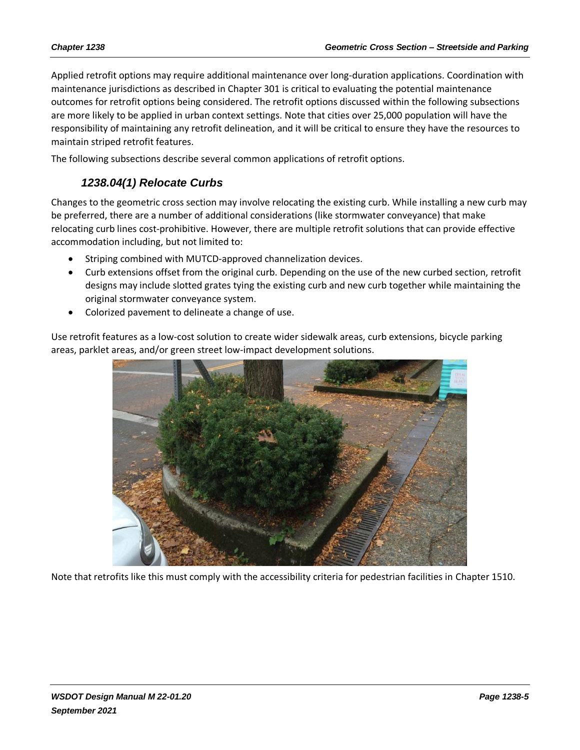Applied retrofit options may require additional maintenance over long-duration applications. Coordination with maintenance jurisdictions as described in Chapter 301 is critical to evaluating the potential maintenance outcomes for retrofit options being considered. The retrofit options discussed within the following subsections are more likely to be applied in urban context settings. Note that cities over 25,000 population will have the responsibility of maintaining any retrofit delineation, and it will be critical to ensure they have the resources to maintain striped retrofit features.

The following subsections describe several common applications of retrofit options.

### 1238.04(1) Relocate Curbs

Changes to the geometric cross section may involve relocating the existing curb. While installing a new curb may be preferred, there are a number of additional considerations (like stormwater conveyance) that make relocating curb lines cost-prohibitive. However, there are multiple retrofit solutions that can provide effective accommodation including, but not limited to:

- Striping combined with MUTCD-approved channelization devices.
- Curb extensions offset from the original curb. Depending on the use of the new curbed section, retrofit designs may include slotted grates tying the existing curb and new curb together while maintaining the original stormwater conveyance system.
- Colorized pavement to delineate a change of use.

Use retrofit features as a low-cost solution to create wider sidewalk areas, curb extensions, bicycle parking areas, parklet areas, and/or green street low-impact development solutions.

Note that retrofits like this must comply with the accessibility criteria for pedestrian facilities in Chapter 1510.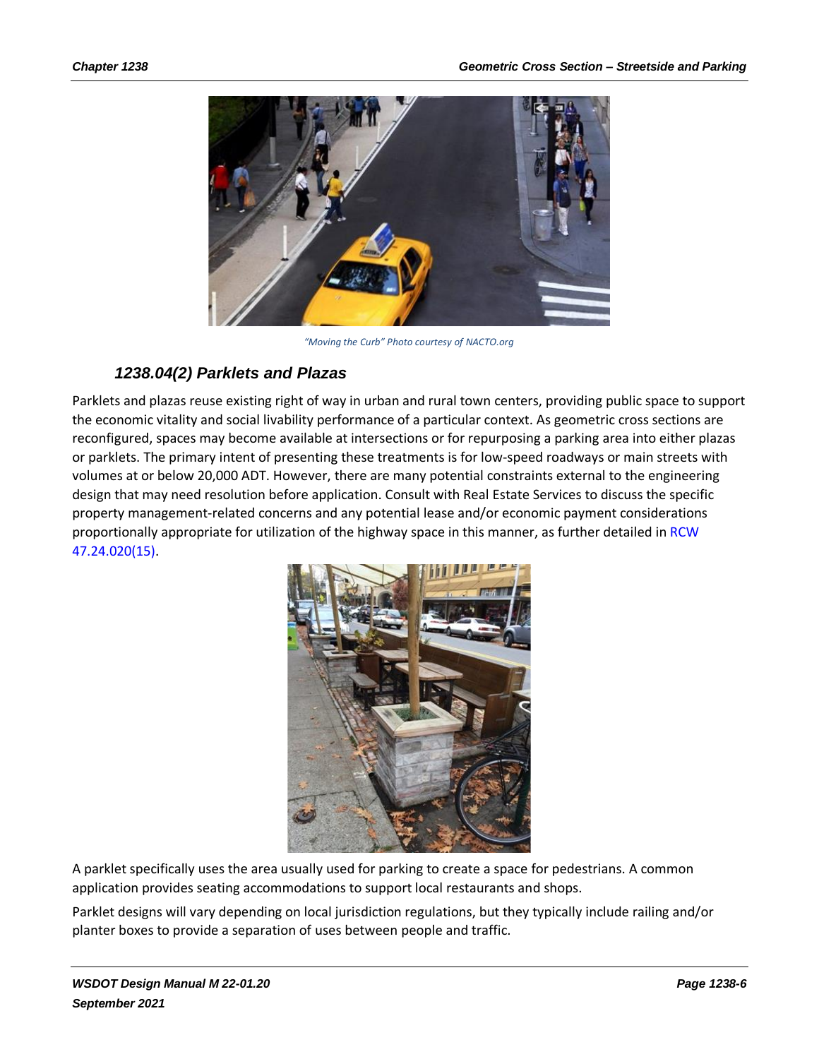*"Moving the Curb" Photo courtesy of NACTO.org*

### 1238.04(2) Parklets and Plazas

Parklets and plazas reuse existing right of way in urban and rural town centers, providing public space to support the economic vitality and social livability performance of a particular context. As geometric cross sections are reconfigured, spaces may become available at intersections or for repurposing a parking area into either plazas or parklets. The primary intent of presenting these treatments is for low-speed roadways or main streets with volumes at or below 20,000 ADT. However, there are many potential constraints external to the engineering design that may need resolution before application. Consult with Real Estate Services to discuss the specific property management-related concerns and any potential lease and/or economic payment considerations proportionally appropriate for utilization of the highway space in this manner, as further detailed in RCW 47.24.020(15).

A parklet specifically uses the area usually used for parking to create a space for pedestrians. A common application provides seating accommodations to support local restaurants and shops.

Parklet designs will vary depending on local jurisdiction regulations, but they typically include railing and/or planter boxes to provide a separation of uses between people and traffic.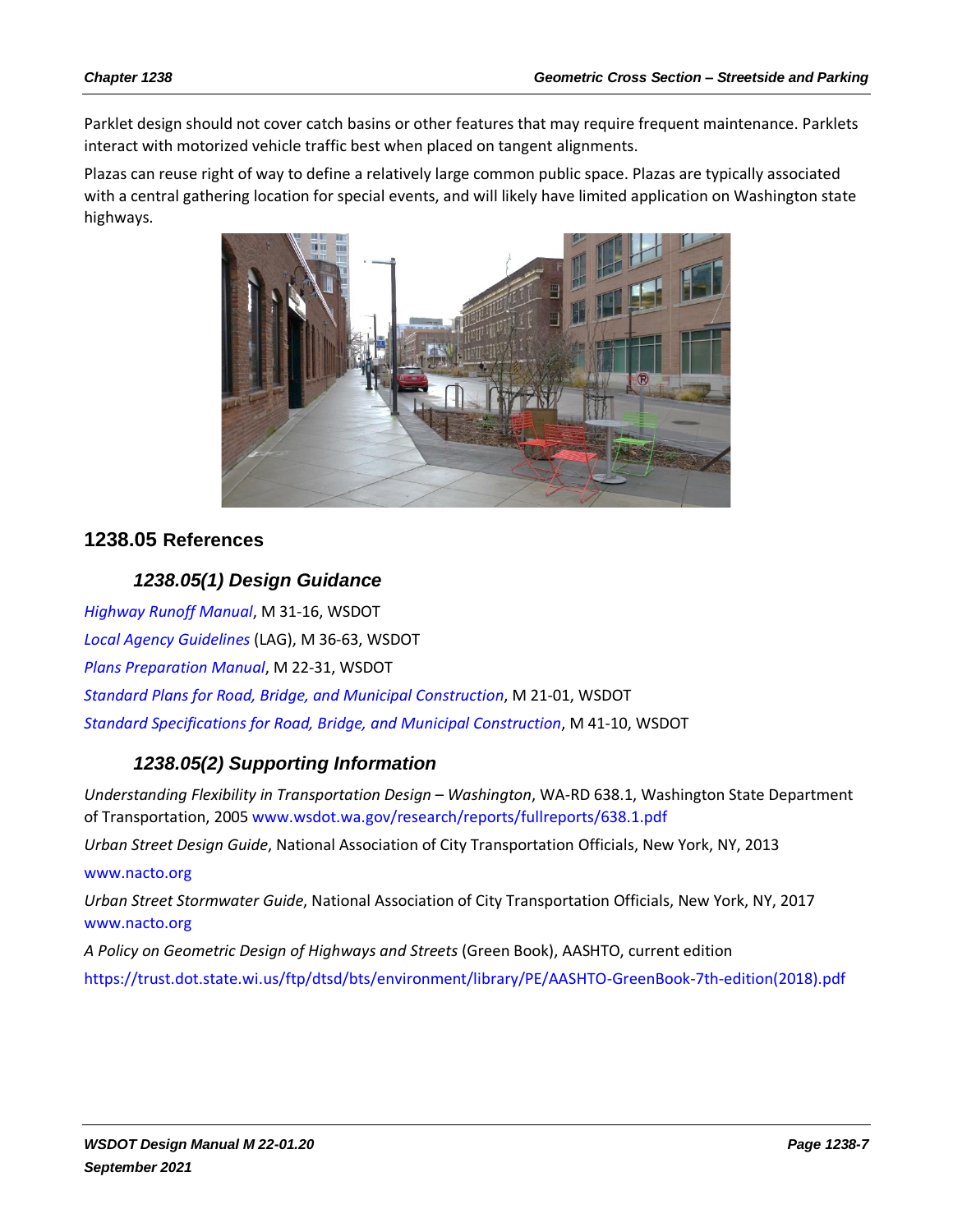Parklet design should not cover catch basins or other features that may require frequent maintenance. Parklets interact with motorized vehicle traffic best when placed on tangent alignments.

Plazas can reuse right of way to define a relatively large common public space. Plazas are typically associated with a central gathering location for special events, and will likely have limited application on Washington state highways.

## 1238.05 References

### 1238.05(1) Design Guidance

*Highway Runoff Manual*, M 31-16, WSDOT

*Local Agency Guidelines* (LAG), M 36-63, WSDOT

*Plans Preparation Manual*, M 22-31, WSDOT

*Standard Plans for Road, Bridge, and Municipal Construction*, M 21-01, WSDOT

*Standard Specifications for Road, Bridge, and Municipal Construction*, M 41-10, WSDOT

### 1238.05(2) Supporting Information

*Understanding Flexibility in Transportation Design – Washington*, WA-RD 638.1, Washington State Department of Transportation, 2005 www.wsdot.wa.gov/research/reports/fullreports/638.1.pdf

*Urban Street Design Guide*, National Association of City Transportation Officials, New York, NY, 2013

www.nacto.org

*Urban Street Stormwater Guide*, National Association of City Transportation Officials, New York, NY, 2017 www.nacto.org

*A Policy on Geometric Design of Highways and Streets* (Green Book), AASHTO, current edition

https://trust.dot.state.wi.us/ftp/dtsd/bts/environment/library/PE/AASHTO-GreenBook-7th-edition(2018).pdf